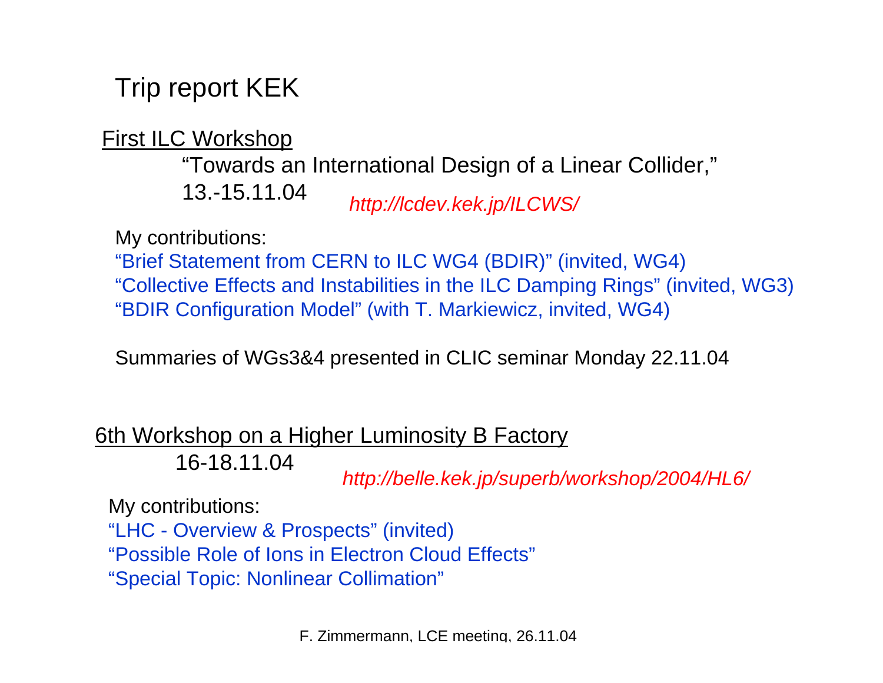# Trip report KEK

## First ILC Workshop

"Towards an International Design of a Linear Collider,"

13.-15.11.04 *http://lcdev.kek.jp/ILCWS/*

My contributions:

"Brief Statement from CERN to ILC WG4 (BDIR)" (invited, WG4)
"Collective Effects and Instabilities in the ILC Damping Rings" (invited, WG3)
"BDIR Configuration Model" (with T. Markiewicz, invited, WG4)

Summaries of WGs3&4 presented in CLIC seminar Monday 22.11.04

## 6th Workshop on a Higher Luminosity B Factory

16-18.11.04 *http://belle.kek.jp/superb/workshop/2004/HL6/*

My contributions:

"LHC - Overview & Prospects" (invited)
"Possible Role of Ions in Electron Cloud Effects"
"Special Topic: Nonlinear Collimation"

F. Zimmermann, LCE meeting, 26.11.04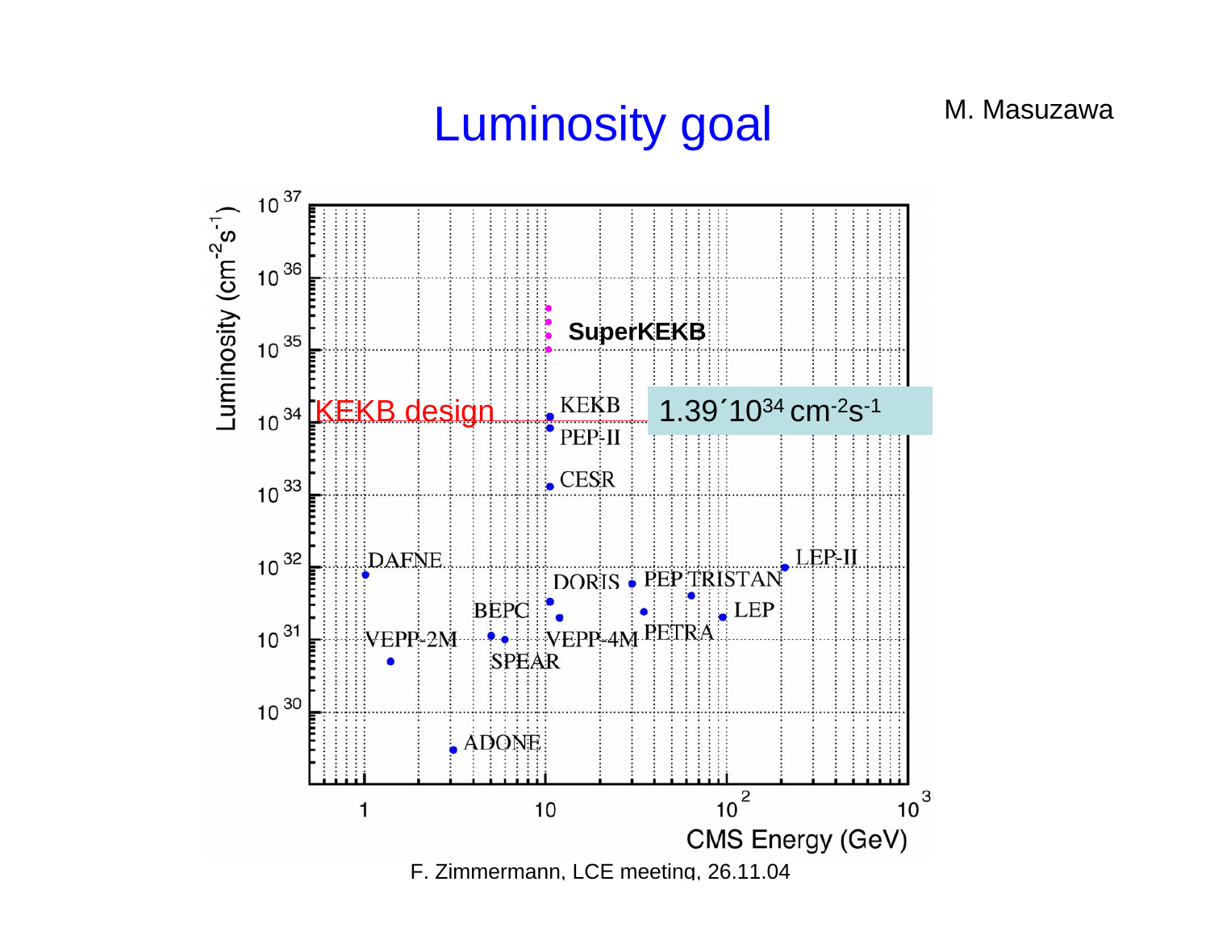# Luminosity goal

M. Masuzawa

Luminosity ($cm^{-2}s^{-1}$)

$10^{37}$, $10^{36}$, $10^{35}$, $10^{34}$, $10^{33}$, $10^{32}$, $10^{31}$, $10^{30}$

SuperKEKB

KEKB design

KEKB

PEP-II

CESR

$1.39 \times 10^{34}$ $cm^{-2}s^{-1}$

DAFNE

DORIS

PEP

TRISTAN

LEP-II

BEPC

LEP

VEPP-2M

VEPP-4M

PETRA

SPEAR

ADONE

1, 10, $10^2$, $10^3$

CMS Energy (GeV)

F. Zimmermann, LCE meeting, 26.11.04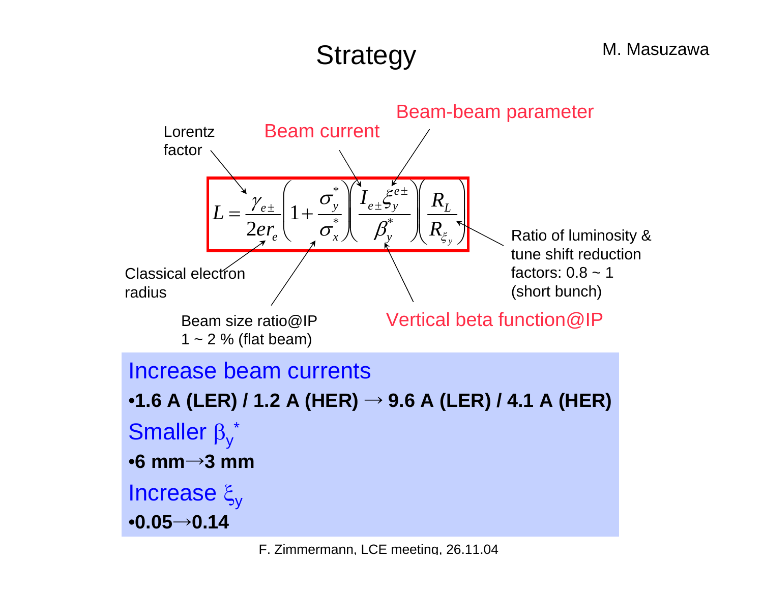# Strategy

M. Masuzawa

$$L = \frac{\gamma_{e\pm}}{2er_e}\left(1+\frac{\sigma_y^*}{\sigma_x^*}\right)\left(\frac{I_{e\pm}\xi_y^{e\pm}}{\beta_y^*}\right)\left(\frac{R_L}{R_{\xi_y}}\right)$$

- Lorentz factor: $\gamma_{e\pm}$
- Classical electron radius: $r_e$
- Beam current: $I_{e\pm}$
- Beam-beam parameter: $\xi_y^{e\pm}$
- Beam size ratio@IP: $\sigma_y^*/\sigma_x^*$, 1 ~ 2 % (flat beam)
- Vertical beta function@IP: $\beta_y^*$
- Ratio of luminosity & tune shift reduction factors: 0.8 ~ 1 (short bunch)

**Increase beam currents**

- **1.6 A (LER) / 1.2 A (HER) → 9.6 A (LER) / 4.1 A (HER)**

**Smaller $\beta_y^*$**

- **6 mm→3 mm**

**Increase $\xi_y$**

- **0.05→0.14**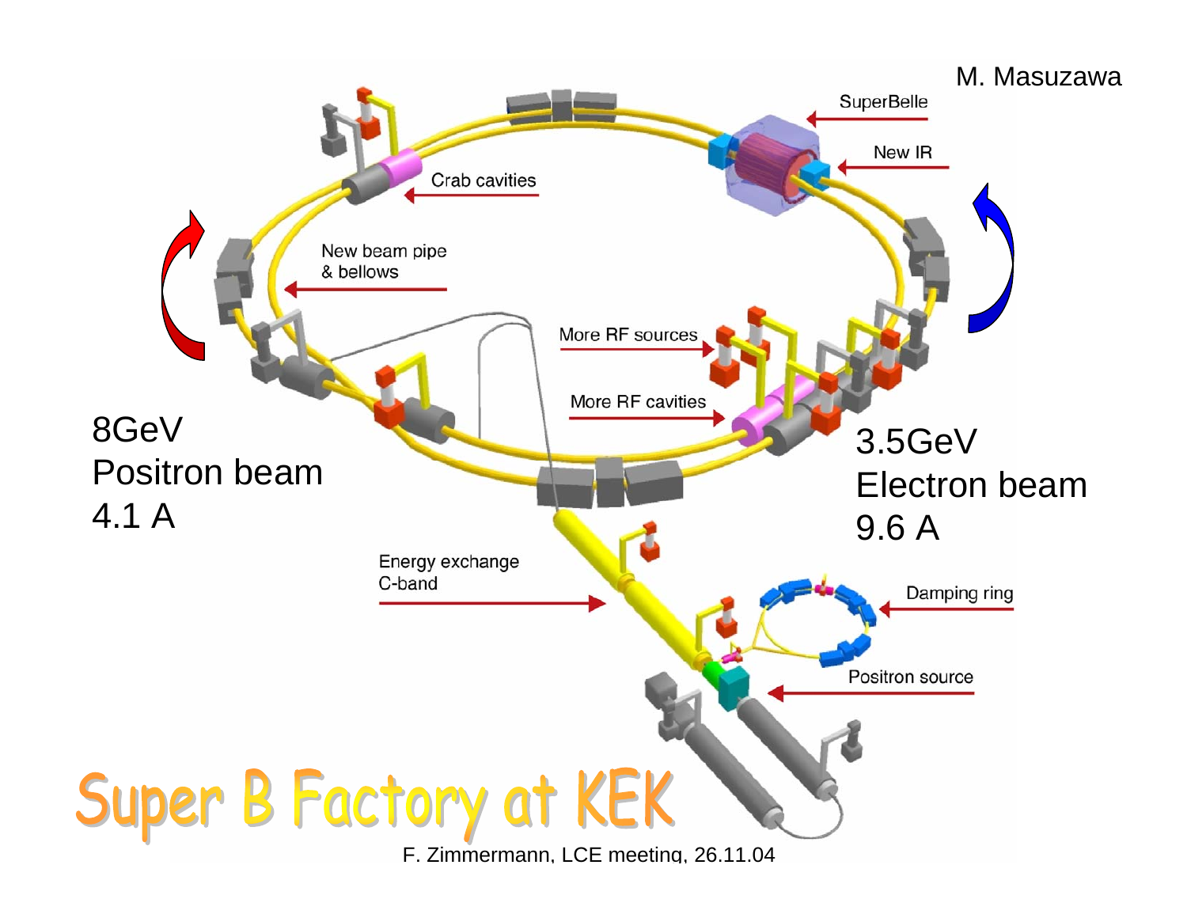# Super B Factory at KEK

M. Masuzawa

- SuperBelle
- New IR
- Crab cavities
- New beam pipe & bellows
- More RF sources
- More RF cavities
- Energy exchange C-band
- Damping ring
- Positron source

8GeV
Positron beam
4.1 A

3.5GeV
Electron beam
9.6 A

F. Zimmermann, LCE meeting, 26.11.04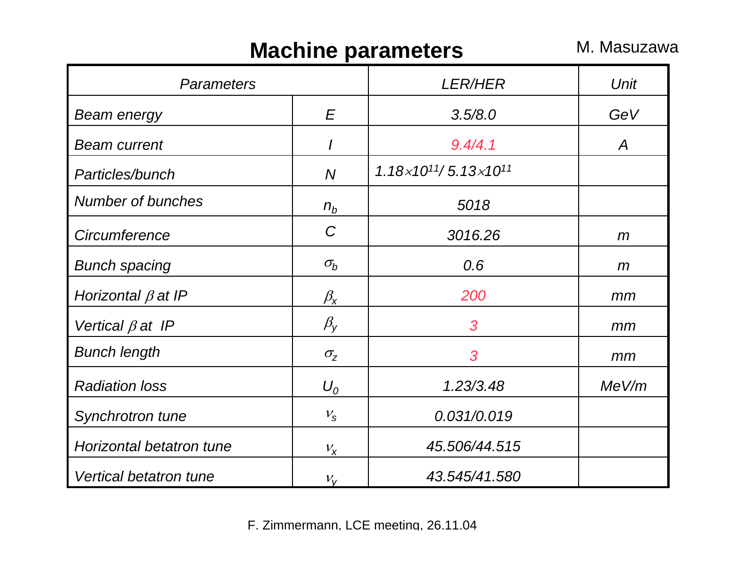# Machine parameters

M. Masuzawa

| Parameters | | LER/HER | Unit |
|---|---|---|---|
| *Beam energy* | $E$ | 3.5/8.0 | GeV |
| *Beam current* | $I$ | 9.4/4.1 | A |
| *Particles/bunch* | $N$ | $1.18\times10^{11}$/ $5.13\times10^{11}$ | |
| *Number of bunches* | $n_b$ | 5018 | |
| *Circumference* | $C$ | 3016.26 | m |
| *Bunch spacing* | $\sigma_b$ | 0.6 | m |
| *Horizontal $\beta$ at IP* | $\beta_x$ | 200 | mm |
| *Vertical $\beta$ at IP* | $\beta_y$ | 3 | mm |
| *Bunch length* | $\sigma_z$ | 3 | mm |
| *Radiation loss* | $U_0$ | 1.23/3.48 | MeV/m |
| *Synchrotron tune* | $\nu_s$ | 0.031/0.019 | |
| *Horizontal betatron tune* | $\nu_x$ | 45.506/44.515 | |
| *Vertical betatron tune* | $\nu_y$ | 43.545/41.580 | |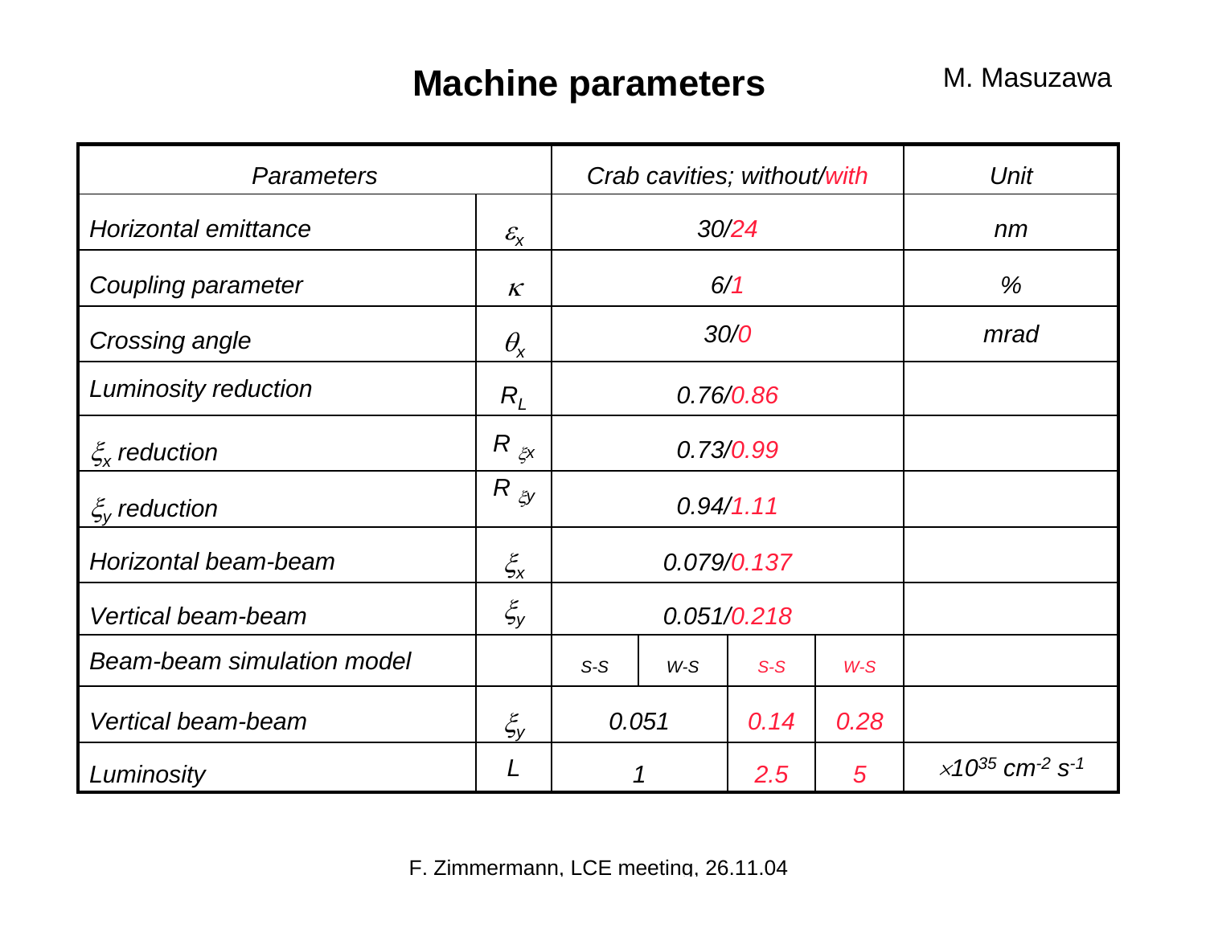# Machine parameters

M. Masuzawa

| Parameters | | Crab cavities; without/with | | | | Unit |
|---|---|---|---|---|---|---|
| Horizontal emittance | $\varepsilon_x$ | 30/24 | | | | nm |
| Coupling parameter | $\kappa$ | 6/1 | | | | % |
| Crossing angle | $\theta_x$ | 30/0 | | | | mrad |
| Luminosity reduction | $R_L$ | 0.76/0.86 | | | | |
| $\xi_x$ reduction | $R_{\xi x}$ | 0.73/0.99 | | | | |
| $\xi_y$ reduction | $R_{\xi y}$ | 0.94/1.11 | | | | |
| Horizontal beam-beam | $\xi_x$ | 0.079/0.137 | | | | |
| Vertical beam-beam | $\xi_y$ | 0.051/0.218 | | | | |
| Beam-beam simulation model | | S-S | W-S | S-S | W-S | |
| Vertical beam-beam | $\xi_y$ | 0.051 | | 0.14 | 0.28 | |
| Luminosity | $L$ | 1 | | 2.5 | 5 | $\times 10^{35}$ $cm^{-2}$ $s^{-1}$ |

F. Zimmermann, LCE meeting, 26.11.04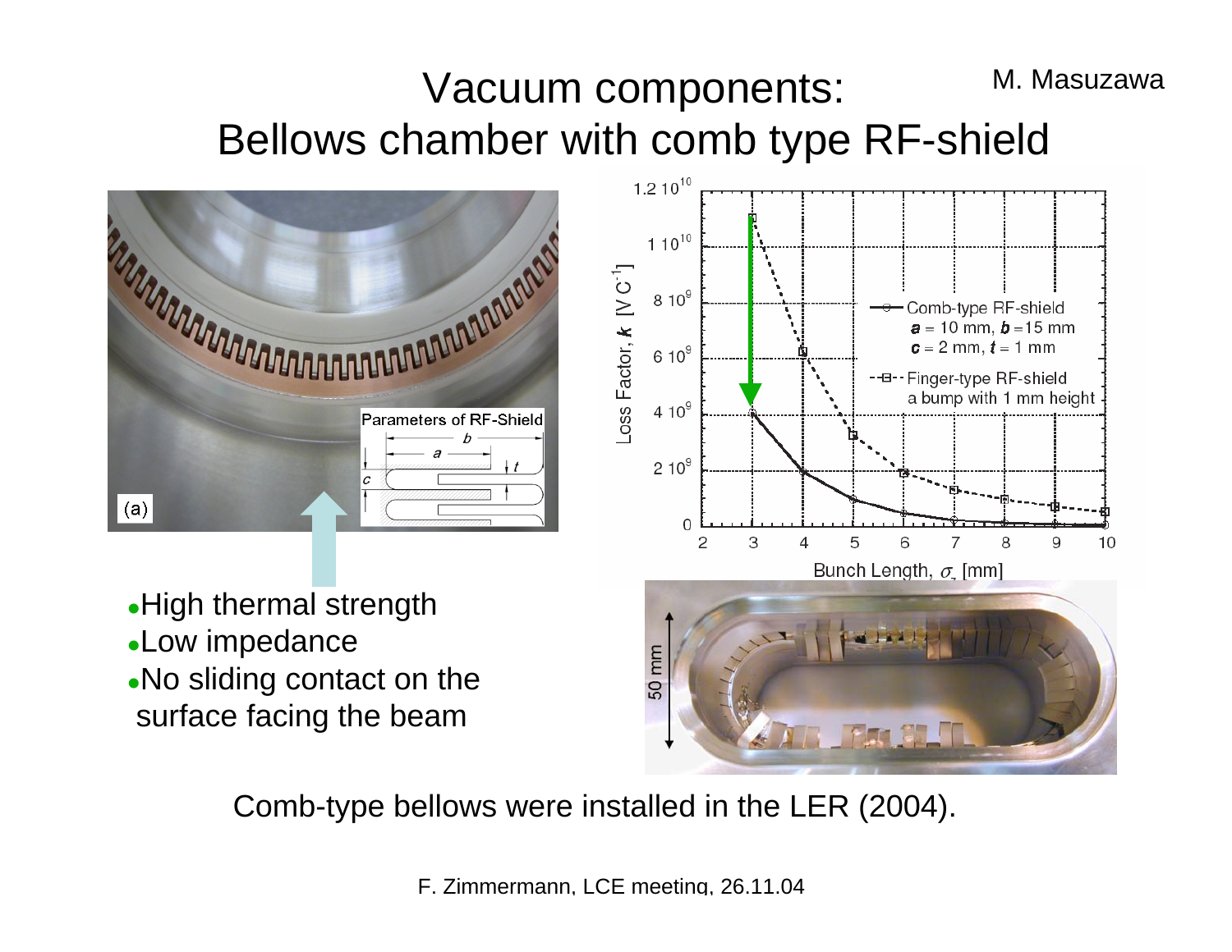# Vacuum components: Bellows chamber with comb type RF-shield

M. Masuzawa

Parameters of RF-Shield: $a$, $b$, $c$, $t$

(a)

- High thermal strength
- Low impedance
- No sliding contact on the surface facing the beam

Loss Factor, $k$ [V C$^{-1}$] vs. Bunch Length, $\sigma_z$ [mm]

- Comb-type RF-shield: $a$ = 10 mm, $b$ = 15 mm, $c$ = 2 mm, $t$ = 1 mm
- Finger-type RF-shield: a bump with 1 mm height

50 mm

Comb-type bellows were installed in the LER (2004).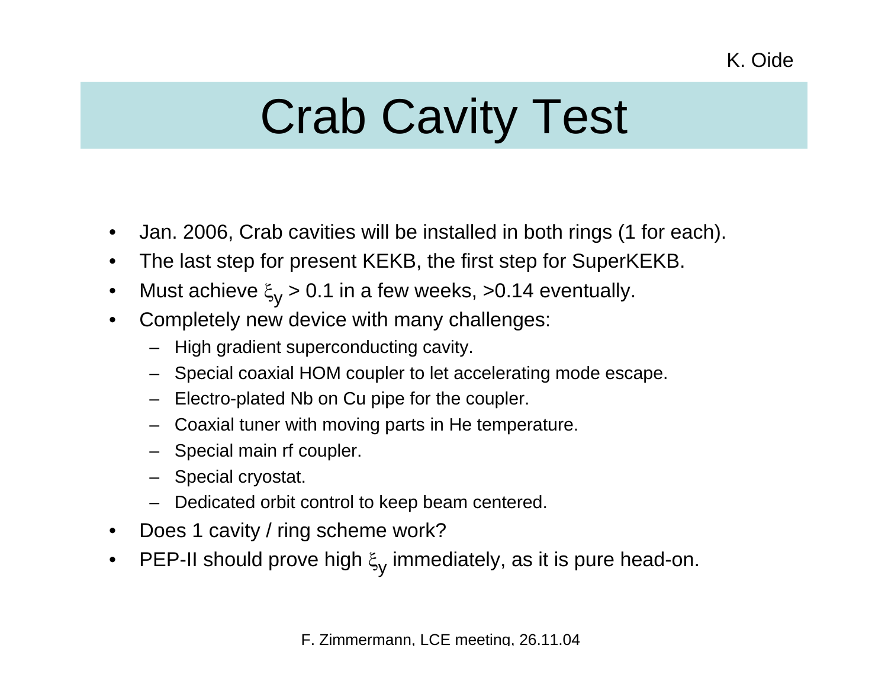K. Oide

# Crab Cavity Test

- Jan. 2006, Crab cavities will be installed in both rings (1 for each).
- The last step for present KEKB, the first step for SuperKEKB.
- Must achieve $\xi_y > 0.1$ in a few weeks, >0.14 eventually.
- Completely new device with many challenges:
  - High gradient superconducting cavity.
  - Special coaxial HOM coupler to let accelerating mode escape.
  - Electro-plated Nb on Cu pipe for the coupler.
  - Coaxial tuner with moving parts in He temperature.
  - Special main rf coupler.
  - Special cryostat.
  - Dedicated orbit control to keep beam centered.
- Does 1 cavity / ring scheme work?
- PEP-II should prove high $\xi_y$ immediately, as it is pure head-on.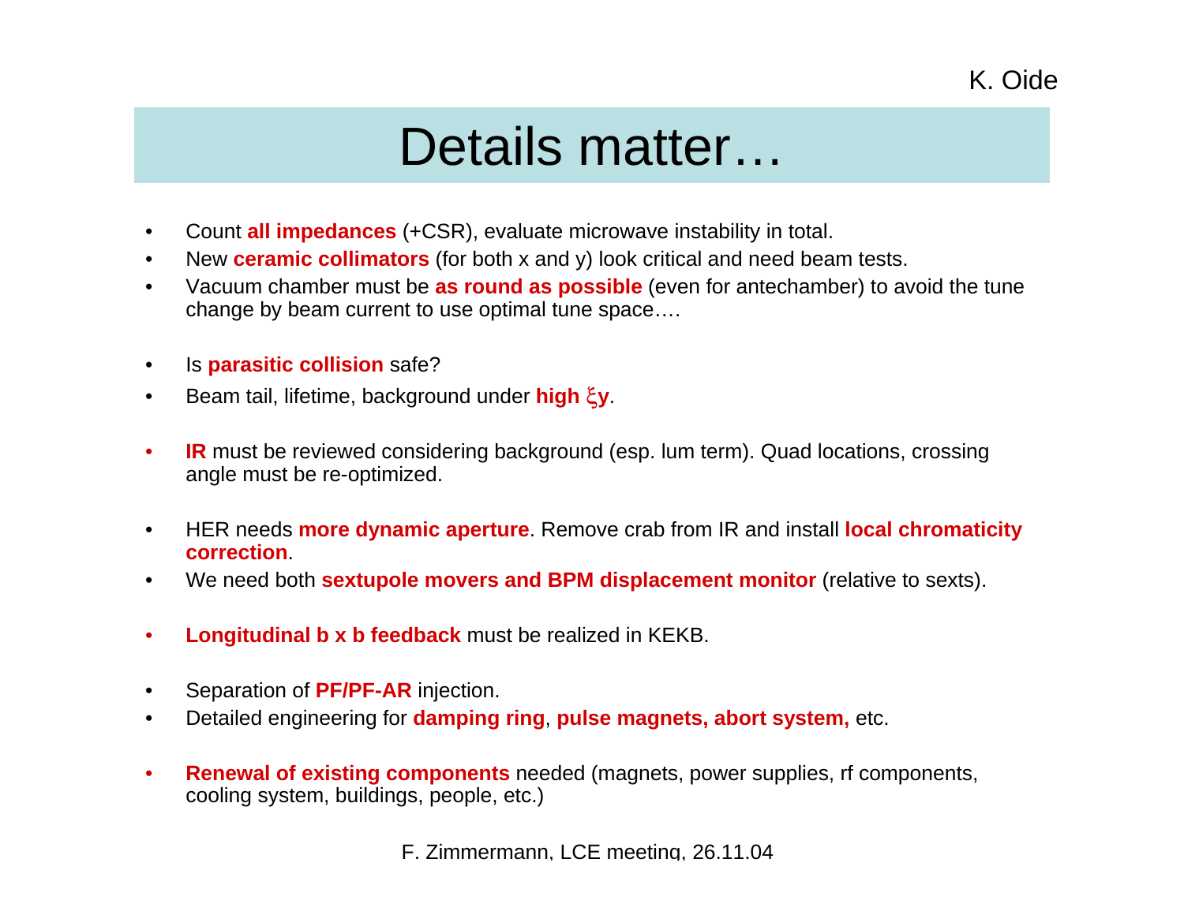K. Oide

# Details matter…

- Count **all impedances** (+CSR), evaluate microwave instability in total.
- New **ceramic collimators** (for both x and y) look critical and need beam tests.
- Vacuum chamber must be **as round as possible** (even for antechamber) to avoid the tune change by beam current to use optimal tune space….

- Is **parasitic collision** safe?
- Beam tail, lifetime, background under **high $\xi_y$**.

- **IR** must be reviewed considering background (esp. lum term). Quad locations, crossing angle must be re-optimized.

- HER needs **more dynamic aperture**. Remove crab from IR and install **local chromaticity correction**.
- We need both **sextupole movers and BPM displacement monitor** (relative to sexts).

- **Longitudinal b x b feedback** must be realized in KEKB.

- Separation of **PF/PF-AR** injection.
- Detailed engineering for **damping ring**, **pulse magnets, abort system,** etc.

- **Renewal of existing components** needed (magnets, power supplies, rf components, cooling system, buildings, people, etc.)

F. Zimmermann, LCE meeting, 26.11.04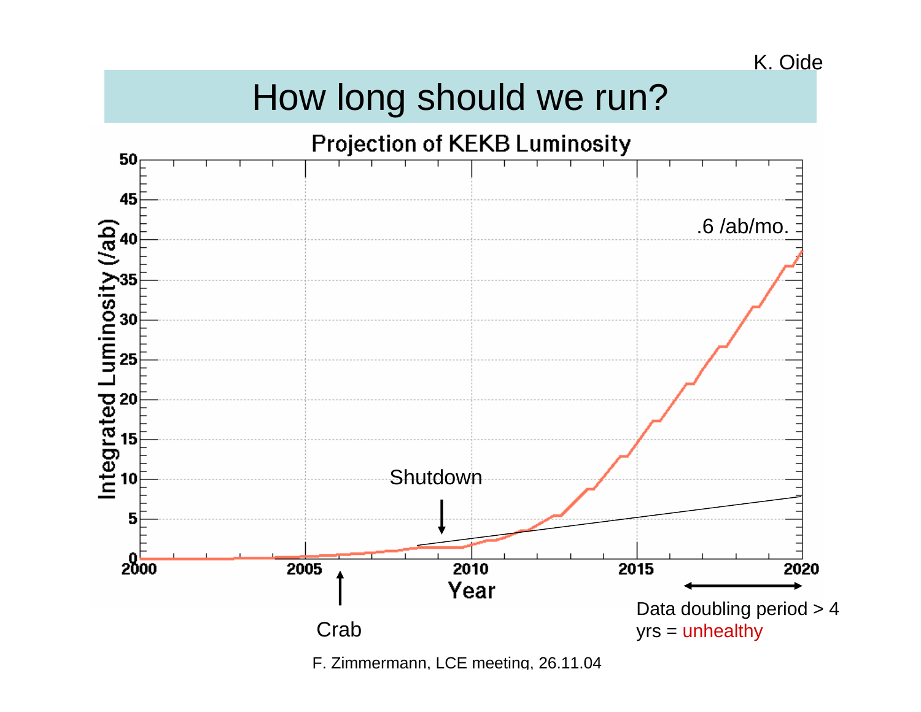K. Oide

# How long should we run?

**Projection of KEKB Luminosity**

.6 /ab/mo.

Shutdown

Crab

Data doubling period > 4 yrs = unhealthy

F. Zimmermann, LCE meeting, 26.11.04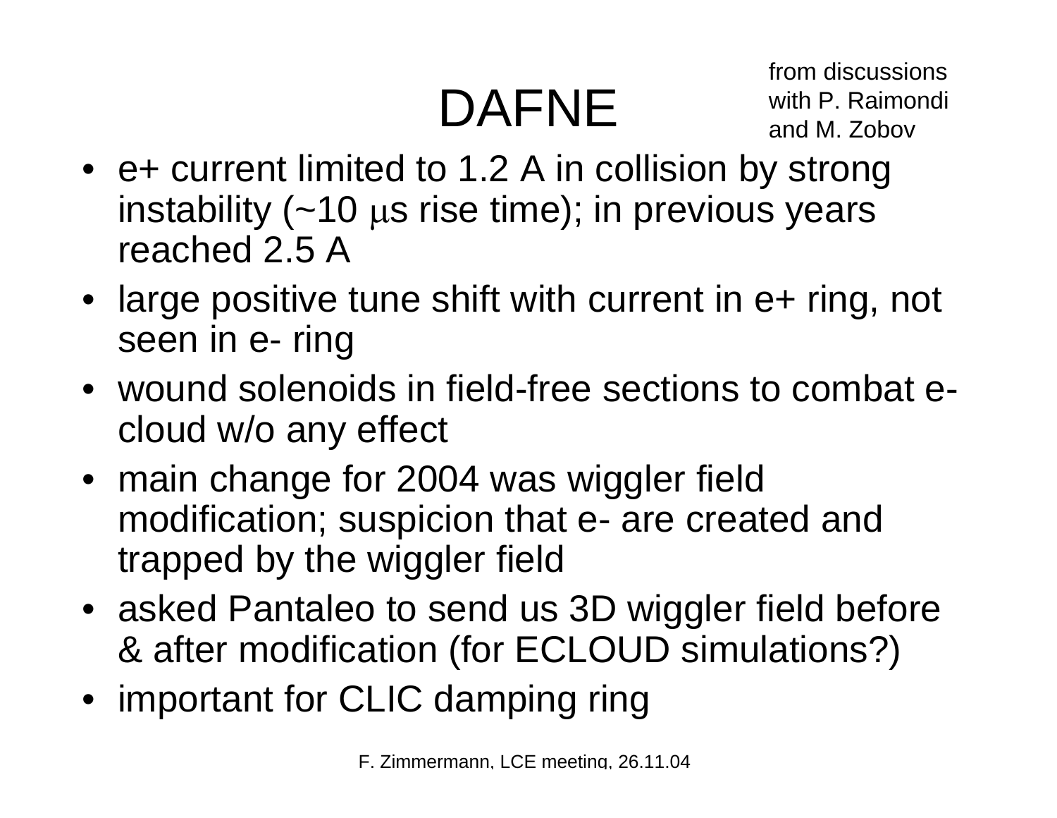# DAFNE

from discussions with P. Raimondi and M. Zobov

- e+ current limited to 1.2 A in collision by strong instability (~10 $\mu$s rise time); in previous years reached 2.5 A
- large positive tune shift with current in e+ ring, not seen in e- ring
- wound solenoids in field-free sections to combat e-cloud w/o any effect
- main change for 2004 was wiggler field modification; suspicion that e- are created and trapped by the wiggler field
- asked Pantaleo to send us 3D wiggler field before & after modification (for ECLOUD simulations?)
- important for CLIC damping ring

F. Zimmermann, LCE meeting, 26.11.04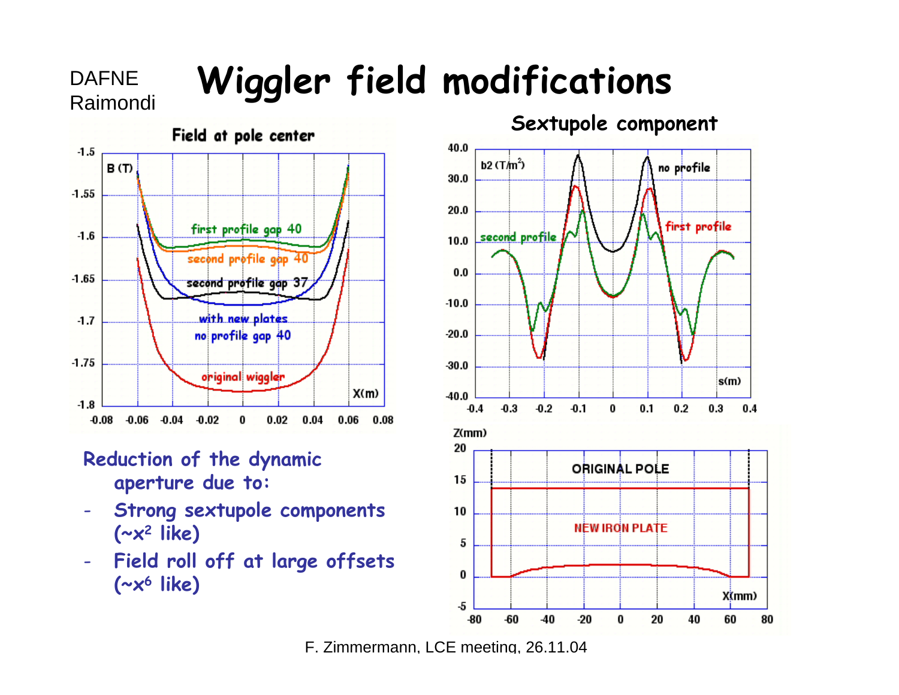DAFNE
Raimondi

# Wiggler field modifications

Reduction of the dynamic aperture due to:

- Strong sextupole components ($\sim x^2$ like)
- Field roll off at large offsets ($\sim x^6$ like)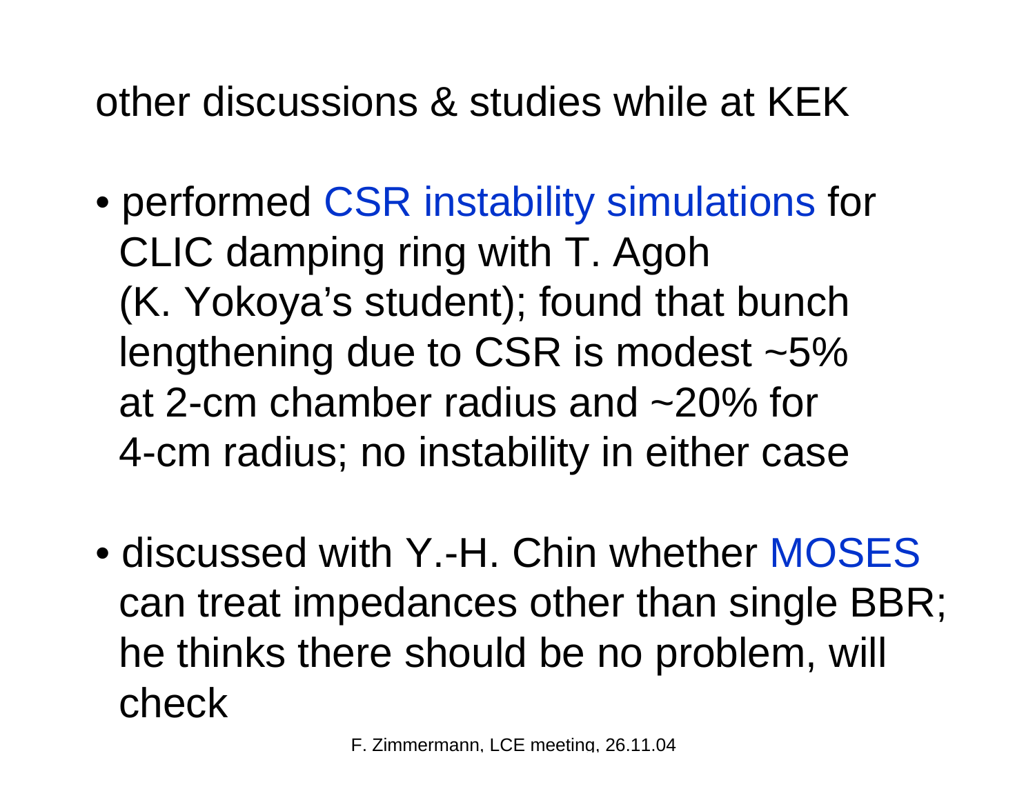# other discussions & studies while at KEK

- performed CSR instability simulations for CLIC damping ring with T. Agoh (K. Yokoya's student); found that bunch lengthening due to CSR is modest ~5% at 2-cm chamber radius and ~20% for 4-cm radius; no instability in either case

- discussed with Y.-H. Chin whether MOSES can treat impedances other than single BBR; he thinks there should be no problem, will check